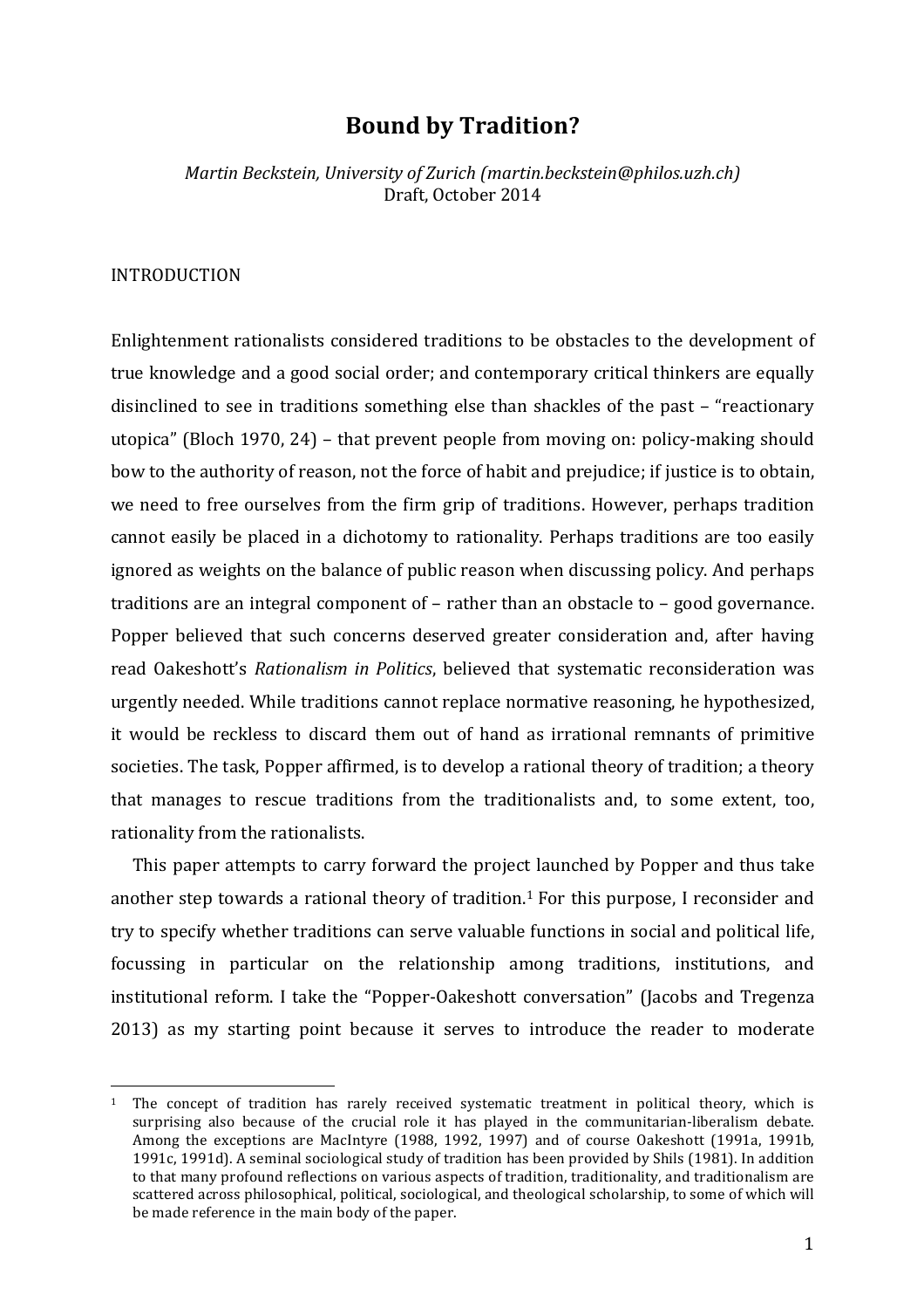# Bound by Tradition?

*Martin Beckstein, University of Zurich (martin.beckstein@philos.uzh.ch)*
Draft, October 2014

## INTRODUCTION

Enlightenment rationalists considered traditions to be obstacles to the development of true knowledge and a good social order; and contemporary critical thinkers are equally disinclined to see in traditions something else than shackles of the past – "reactionary utopica" (Bloch 1970, 24) – that prevent people from moving on: policy-making should bow to the authority of reason, not the force of habit and prejudice; if justice is to obtain, we need to free ourselves from the firm grip of traditions. However, perhaps tradition cannot easily be placed in a dichotomy to rationality. Perhaps traditions are too easily ignored as weights on the balance of public reason when discussing policy. And perhaps traditions are an integral component of – rather than an obstacle to – good governance. Popper believed that such concerns deserved greater consideration and, after having read Oakeshott's *Rationalism in Politics*, believed that systematic reconsideration was urgently needed. While traditions cannot replace normative reasoning, he hypothesized, it would be reckless to discard them out of hand as irrational remnants of primitive societies. The task, Popper affirmed, is to develop a rational theory of tradition; a theory that manages to rescue traditions from the traditionalists and, to some extent, too, rationality from the rationalists.

This paper attempts to carry forward the project launched by Popper and thus take another step towards a rational theory of tradition.[1] For this purpose, I reconsider and try to specify whether traditions can serve valuable functions in social and political life, focussing in particular on the relationship among traditions, institutions, and institutional reform. I take the "Popper-Oakeshott conversation" (Jacobs and Tregenza 2013) as my starting point because it serves to introduce the reader to moderate

---

[1] The concept of tradition has rarely received systematic treatment in political theory, which is surprising also because of the crucial role it has played in the communitarian-liberalism debate. Among the exceptions are MacIntyre (1988, 1992, 1997) and of course Oakeshott (1991a, 1991b, 1991c, 1991d). A seminal sociological study of tradition has been provided by Shils (1981). In addition to that many profound reflections on various aspects of tradition, traditionality, and traditionalism are scattered across philosophical, political, sociological, and theological scholarship, to some of which will be made reference in the main body of the paper.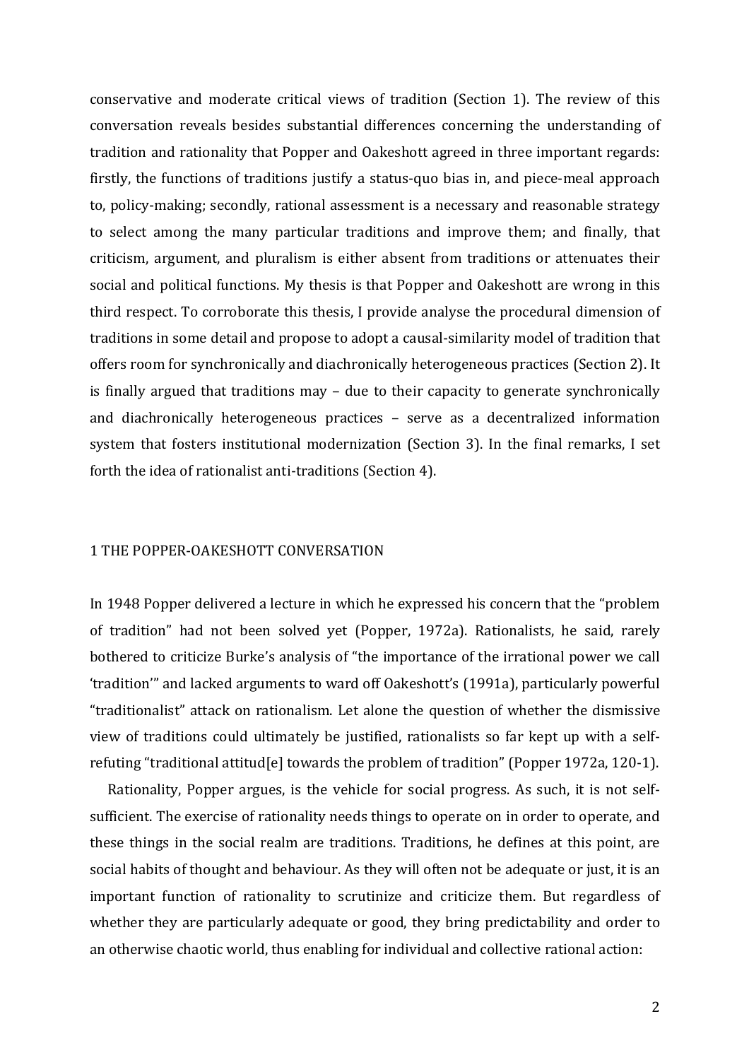conservative and moderate critical views of tradition (Section 1). The review of this conversation reveals besides substantial differences concerning the understanding of tradition and rationality that Popper and Oakeshott agreed in three important regards: firstly, the functions of traditions justify a status-quo bias in, and piece-meal approach to, policy-making; secondly, rational assessment is a necessary and reasonable strategy to select among the many particular traditions and improve them; and finally, that criticism, argument, and pluralism is either absent from traditions or attenuates their social and political functions. My thesis is that Popper and Oakeshott are wrong in this third respect. To corroborate this thesis, I provide analyse the procedural dimension of traditions in some detail and propose to adopt a causal-similarity model of tradition that offers room for synchronically and diachronically heterogeneous practices (Section 2). It is finally argued that traditions may – due to their capacity to generate synchronically and diachronically heterogeneous practices – serve as a decentralized information system that fosters institutional modernization (Section 3). In the final remarks, I set forth the idea of rationalist anti-traditions (Section 4).

## 1 THE POPPER-OAKESHOTT CONVERSATION

In 1948 Popper delivered a lecture in which he expressed his concern that the "problem of tradition" had not been solved yet (Popper, 1972a). Rationalists, he said, rarely bothered to criticize Burke's analysis of "the importance of the irrational power we call 'tradition'" and lacked arguments to ward off Oakeshott's (1991a), particularly powerful "traditionalist" attack on rationalism. Let alone the question of whether the dismissive view of traditions could ultimately be justified, rationalists so far kept up with a self-refuting "traditional attitud[e] towards the problem of tradition" (Popper 1972a, 120-1).

Rationality, Popper argues, is the vehicle for social progress. As such, it is not self-sufficient. The exercise of rationality needs things to operate on in order to operate, and these things in the social realm are traditions. Traditions, he defines at this point, are social habits of thought and behaviour. As they will often not be adequate or just, it is an important function of rationality to scrutinize and criticize them. But regardless of whether they are particularly adequate or good, they bring predictability and order to an otherwise chaotic world, thus enabling for individual and collective rational action: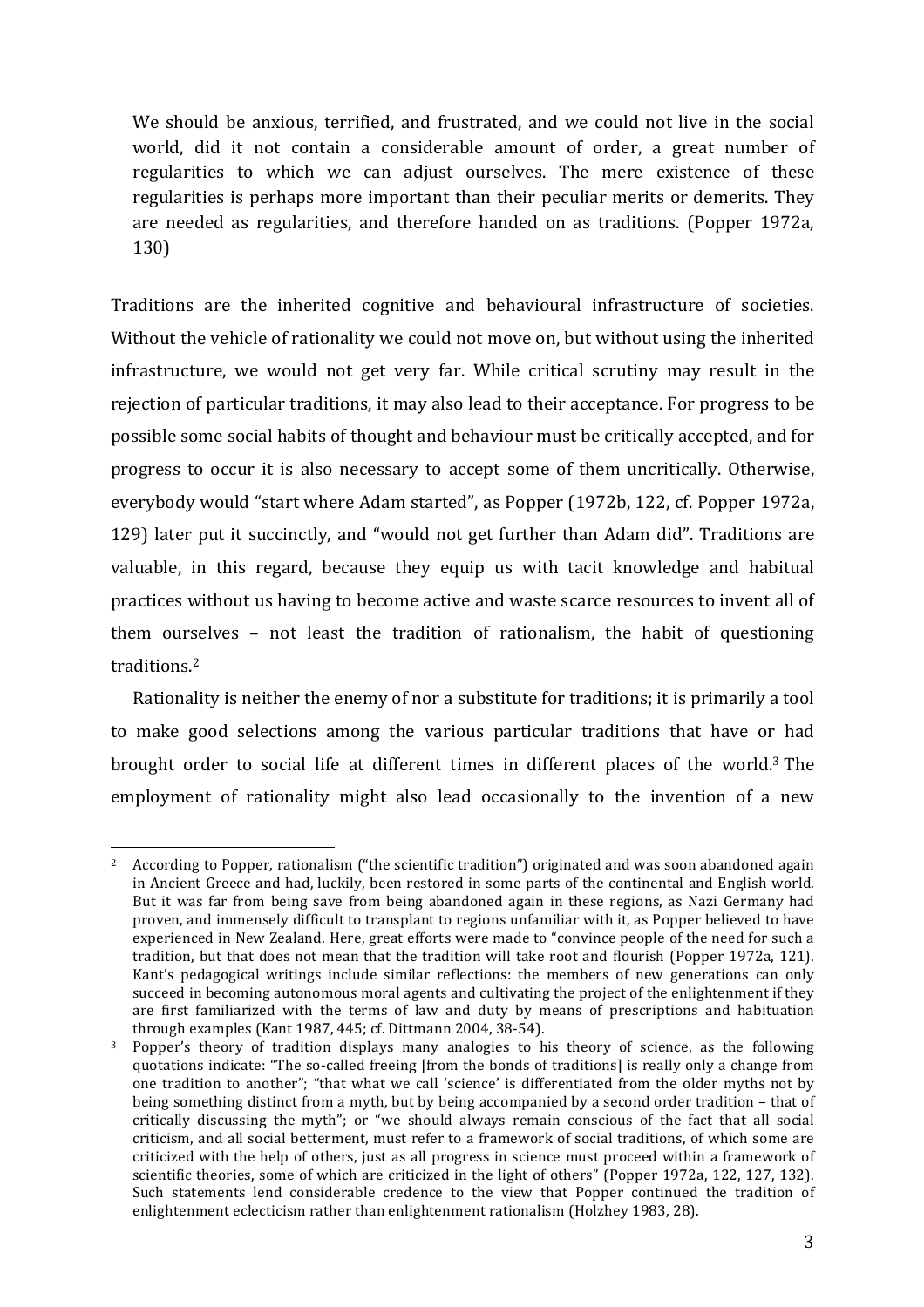> We should be anxious, terrified, and frustrated, and we could not live in the social world, did it not contain a considerable amount of order, a great number of regularities to which we can adjust ourselves. The mere existence of these regularities is perhaps more important than their peculiar merits or demerits. They are needed as regularities, and therefore handed on as traditions. (Popper 1972a, 130)

Traditions are the inherited cognitive and behavioural infrastructure of societies. Without the vehicle of rationality we could not move on, but without using the inherited infrastructure, we would not get very far. While critical scrutiny may result in the rejection of particular traditions, it may also lead to their acceptance. For progress to be possible some social habits of thought and behaviour must be critically accepted, and for progress to occur it is also necessary to accept some of them uncritically. Otherwise, everybody would "start where Adam started", as Popper (1972b, 122, cf. Popper 1972a, 129) later put it succinctly, and "would not get further than Adam did". Traditions are valuable, in this regard, because they equip us with tacit knowledge and habitual practices without us having to become active and waste scarce resources to invent all of them ourselves – not least the tradition of rationalism, the habit of questioning traditions.[2]

Rationality is neither the enemy of nor a substitute for traditions; it is primarily a tool to make good selections among the various particular traditions that have or had brought order to social life at different times in different places of the world.[3] The employment of rationality might also lead occasionally to the invention of a new

---

[2] According to Popper, rationalism ("the scientific tradition") originated and was soon abandoned again in Ancient Greece and had, luckily, been restored in some parts of the continental and English world. But it was far from being save from being abandoned again in these regions, as Nazi Germany had proven, and immensely difficult to transplant to regions unfamiliar with it, as Popper believed to have experienced in New Zealand. Here, great efforts were made to "convince people of the need for such a tradition, but that does not mean that the tradition will take root and flourish (Popper 1972a, 121). Kant's pedagogical writings include similar reflections: the members of new generations can only succeed in becoming autonomous moral agents and cultivating the project of the enlightenment if they are first familiarized with the terms of law and duty by means of prescriptions and habituation through examples (Kant 1987, 445; cf. Dittmann 2004, 38-54).

[3] Popper's theory of tradition displays many analogies to his theory of science, as the following quotations indicate: "The so-called freeing [from the bonds of traditions] is really only a change from one tradition to another"; "that what we call 'science' is differentiated from the older myths not by being something distinct from a myth, but by being accompanied by a second order tradition – that of critically discussing the myth"; or "we should always remain conscious of the fact that all social criticism, and all social betterment, must refer to a framework of social traditions, of which some are criticized with the help of others, just as all progress in science must proceed within a framework of scientific theories, some of which are criticized in the light of others" (Popper 1972a, 122, 127, 132). Such statements lend considerable credence to the view that Popper continued the tradition of enlightenment eclecticism rather than enlightenment rationalism (Holzhey 1983, 28).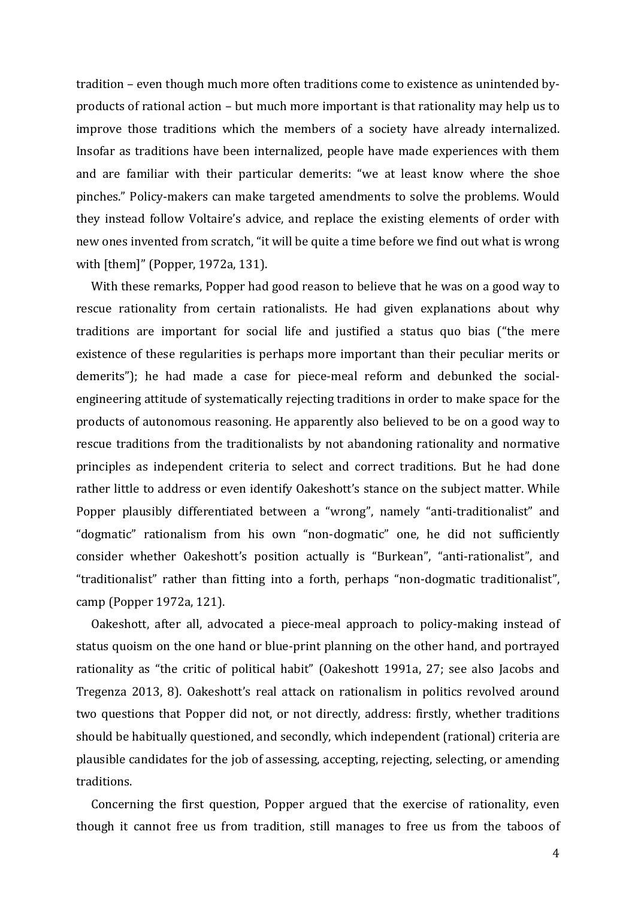tradition – even though much more often traditions come to existence as unintended by-products of rational action – but much more important is that rationality may help us to improve those traditions which the members of a society have already internalized. Insofar as traditions have been internalized, people have made experiences with them and are familiar with their particular demerits: "we at least know where the shoe pinches." Policy-makers can make targeted amendments to solve the problems. Would they instead follow Voltaire's advice, and replace the existing elements of order with new ones invented from scratch, "it will be quite a time before we find out what is wrong with [them]" (Popper, 1972a, 131).

With these remarks, Popper had good reason to believe that he was on a good way to rescue rationality from certain rationalists. He had given explanations about why traditions are important for social life and justified a status quo bias ("the mere existence of these regularities is perhaps more important than their peculiar merits or demerits"); he had made a case for piece-meal reform and debunked the social-engineering attitude of systematically rejecting traditions in order to make space for the products of autonomous reasoning. He apparently also believed to be on a good way to rescue traditions from the traditionalists by not abandoning rationality and normative principles as independent criteria to select and correct traditions. But he had done rather little to address or even identify Oakeshott's stance on the subject matter. While Popper plausibly differentiated between a "wrong", namely "anti-traditionalist" and "dogmatic" rationalism from his own "non-dogmatic" one, he did not sufficiently consider whether Oakeshott's position actually is "Burkean", "anti-rationalist", and "traditionalist" rather than fitting into a forth, perhaps "non-dogmatic traditionalist", camp (Popper 1972a, 121).

Oakeshott, after all, advocated a piece-meal approach to policy-making instead of status quoism on the one hand or blue-print planning on the other hand, and portrayed rationality as "the critic of political habit" (Oakeshott 1991a, 27; see also Jacobs and Tregenza 2013, 8). Oakeshott's real attack on rationalism in politics revolved around two questions that Popper did not, or not directly, address: firstly, whether traditions should be habitually questioned, and secondly, which independent (rational) criteria are plausible candidates for the job of assessing, accepting, rejecting, selecting, or amending traditions.

Concerning the first question, Popper argued that the exercise of rationality, even though it cannot free us from tradition, still manages to free us from the taboos of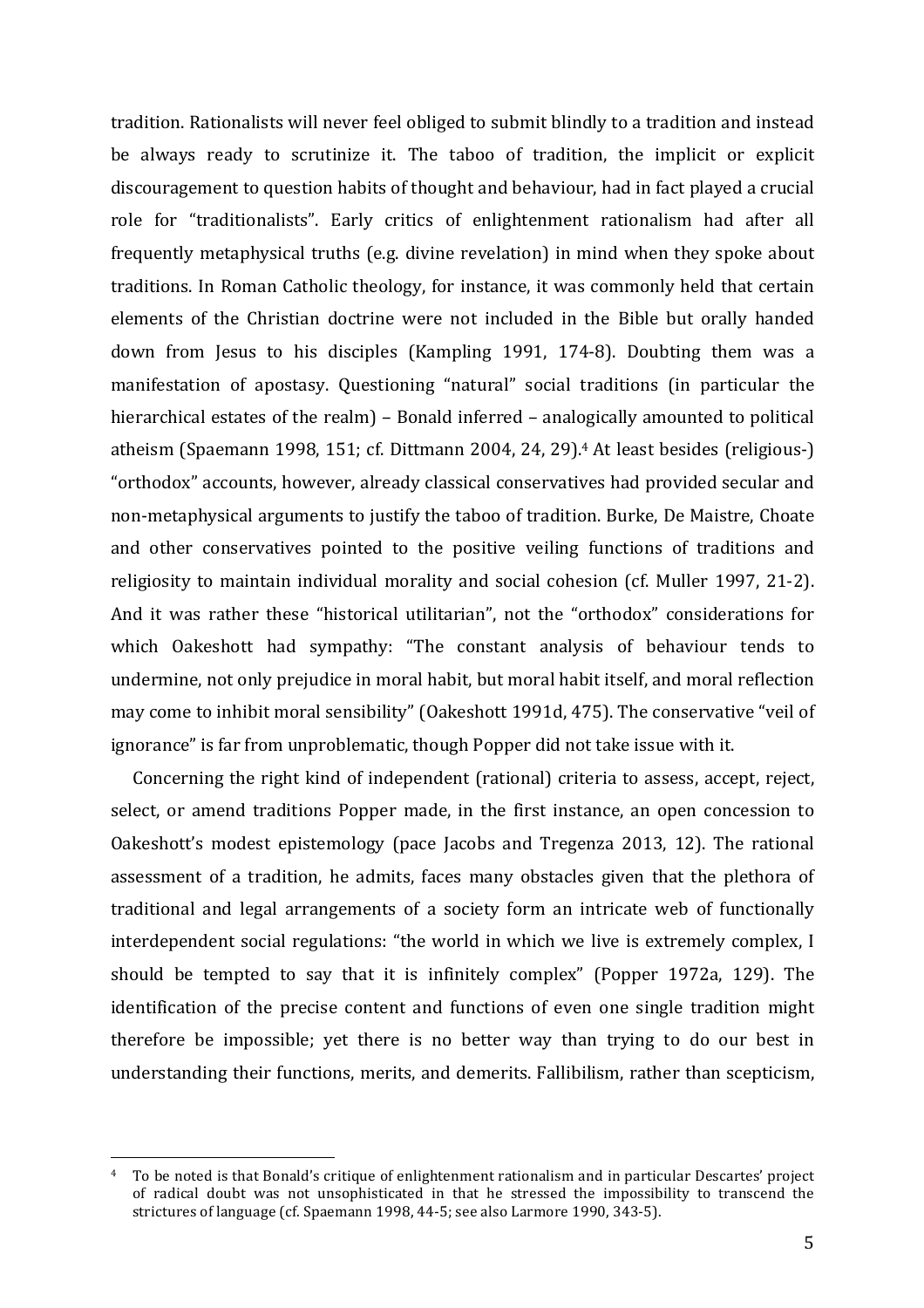tradition. Rationalists will never feel obliged to submit blindly to a tradition and instead be always ready to scrutinize it. The taboo of tradition, the implicit or explicit discouragement to question habits of thought and behaviour, had in fact played a crucial role for "traditionalists". Early critics of enlightenment rationalism had after all frequently metaphysical truths (e.g. divine revelation) in mind when they spoke about traditions. In Roman Catholic theology, for instance, it was commonly held that certain elements of the Christian doctrine were not included in the Bible but orally handed down from Jesus to his disciples (Kampling 1991, 174-8). Doubting them was a manifestation of apostasy. Questioning "natural" social traditions (in particular the hierarchical estates of the realm) – Bonald inferred – analogically amounted to political atheism (Spaemann 1998, 151; cf. Dittmann 2004, 24, 29).[4] At least besides (religious-) "orthodox" accounts, however, already classical conservatives had provided secular and non-metaphysical arguments to justify the taboo of tradition. Burke, De Maistre, Choate and other conservatives pointed to the positive veiling functions of traditions and religiosity to maintain individual morality and social cohesion (cf. Muller 1997, 21-2). And it was rather these "historical utilitarian", not the "orthodox" considerations for which Oakeshott had sympathy: "The constant analysis of behaviour tends to undermine, not only prejudice in moral habit, but moral habit itself, and moral reflection may come to inhibit moral sensibility" (Oakeshott 1991d, 475). The conservative "veil of ignorance" is far from unproblematic, though Popper did not take issue with it.

Concerning the right kind of independent (rational) criteria to assess, accept, reject, select, or amend traditions Popper made, in the first instance, an open concession to Oakeshott's modest epistemology (pace Jacobs and Tregenza 2013, 12). The rational assessment of a tradition, he admits, faces many obstacles given that the plethora of traditional and legal arrangements of a society form an intricate web of functionally interdependent social regulations: "the world in which we live is extremely complex, I should be tempted to say that it is infinitely complex" (Popper 1972a, 129). The identification of the precise content and functions of even one single tradition might therefore be impossible; yet there is no better way than trying to do our best in understanding their functions, merits, and demerits. Fallibilism, rather than scepticism,

---

[4] To be noted is that Bonald's critique of enlightenment rationalism and in particular Descartes' project of radical doubt was not unsophisticated in that he stressed the impossibility to transcend the strictures of language (cf. Spaemann 1998, 44-5; see also Larmore 1990, 343-5).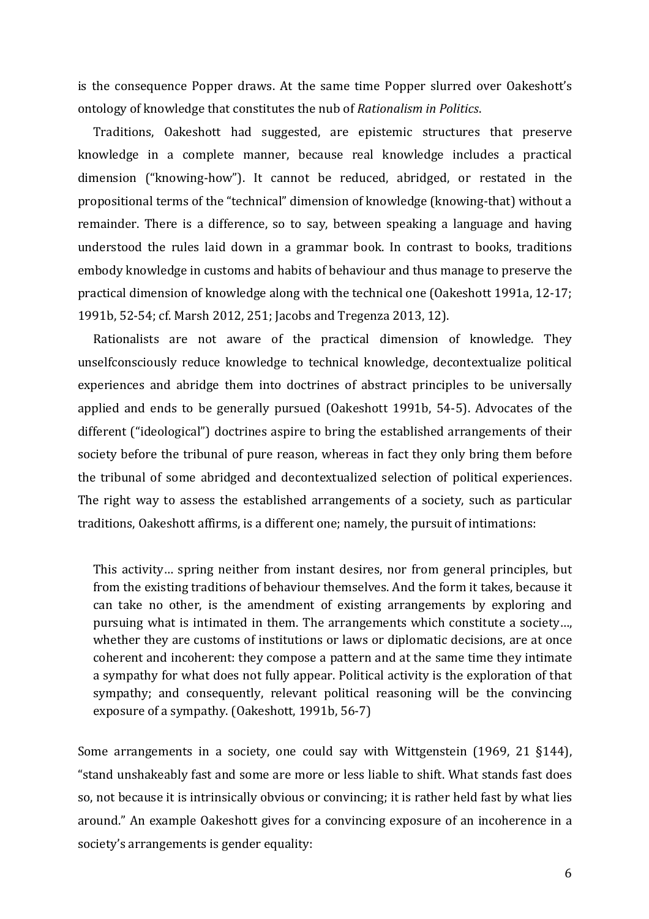is the consequence Popper draws. At the same time Popper slurred over Oakeshott's ontology of knowledge that constitutes the nub of *Rationalism in Politics*.

Traditions, Oakeshott had suggested, are epistemic structures that preserve knowledge in a complete manner, because real knowledge includes a practical dimension ("knowing-how"). It cannot be reduced, abridged, or restated in the propositional terms of the "technical" dimension of knowledge (knowing-that) without a remainder. There is a difference, so to say, between speaking a language and having understood the rules laid down in a grammar book. In contrast to books, traditions embody knowledge in customs and habits of behaviour and thus manage to preserve the practical dimension of knowledge along with the technical one (Oakeshott 1991a, 12-17; 1991b, 52-54; cf. Marsh 2012, 251; Jacobs and Tregenza 2013, 12).

Rationalists are not aware of the practical dimension of knowledge. They unselfconsciously reduce knowledge to technical knowledge, decontextualize political experiences and abridge them into doctrines of abstract principles to be universally applied and ends to be generally pursued (Oakeshott 1991b, 54-5). Advocates of the different ("ideological") doctrines aspire to bring the established arrangements of their society before the tribunal of pure reason, whereas in fact they only bring them before the tribunal of some abridged and decontextualized selection of political experiences. The right way to assess the established arrangements of a society, such as particular traditions, Oakeshott affirms, is a different one; namely, the pursuit of intimations:

> This activity… spring neither from instant desires, nor from general principles, but from the existing traditions of behaviour themselves. And the form it takes, because it can take no other, is the amendment of existing arrangements by exploring and pursuing what is intimated in them. The arrangements which constitute a society…, whether they are customs of institutions or laws or diplomatic decisions, are at once coherent and incoherent: they compose a pattern and at the same time they intimate a sympathy for what does not fully appear. Political activity is the exploration of that sympathy; and consequently, relevant political reasoning will be the convincing exposure of a sympathy. (Oakeshott, 1991b, 56-7)

Some arrangements in a society, one could say with Wittgenstein (1969, 21 §144), "stand unshakeably fast and some are more or less liable to shift. What stands fast does so, not because it is intrinsically obvious or convincing; it is rather held fast by what lies around." An example Oakeshott gives for a convincing exposure of an incoherence in a society's arrangements is gender equality: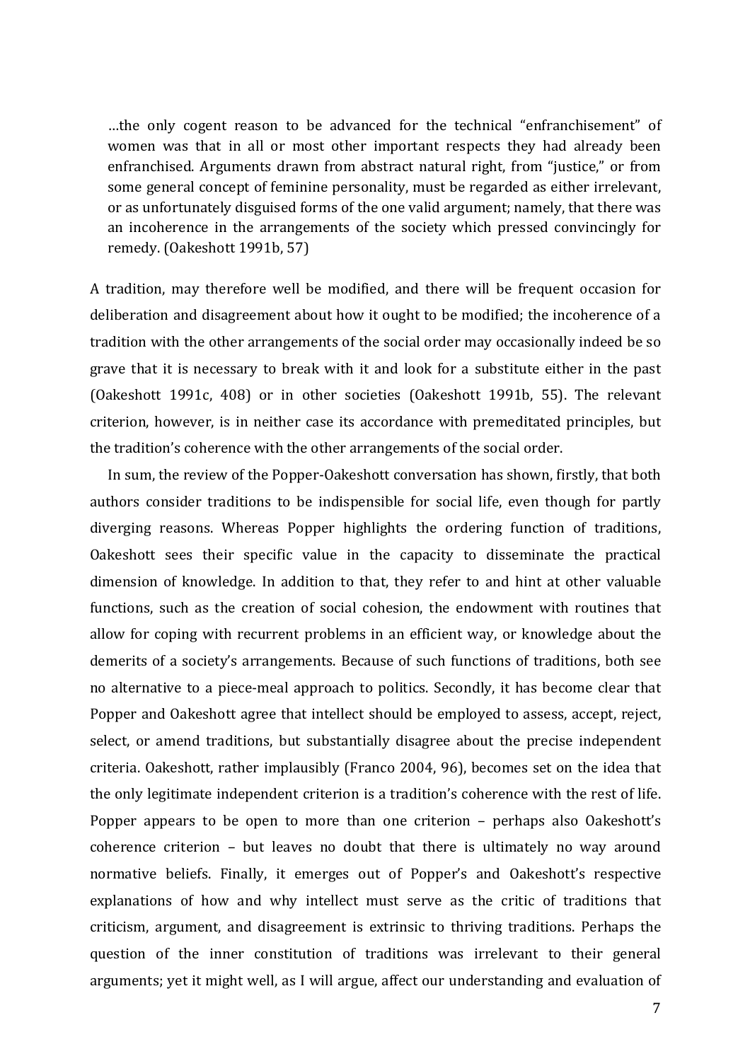> …the only cogent reason to be advanced for the technical "enfranchisement" of women was that in all or most other important respects they had already been enfranchised. Arguments drawn from abstract natural right, from "justice," or from some general concept of feminine personality, must be regarded as either irrelevant, or as unfortunately disguised forms of the one valid argument; namely, that there was an incoherence in the arrangements of the society which pressed convincingly for remedy. (Oakeshott 1991b, 57)

A tradition, may therefore well be modified, and there will be frequent occasion for deliberation and disagreement about how it ought to be modified; the incoherence of a tradition with the other arrangements of the social order may occasionally indeed be so grave that it is necessary to break with it and look for a substitute either in the past (Oakeshott 1991c, 408) or in other societies (Oakeshott 1991b, 55). The relevant criterion, however, is in neither case its accordance with premeditated principles, but the tradition's coherence with the other arrangements of the social order.

In sum, the review of the Popper-Oakeshott conversation has shown, firstly, that both authors consider traditions to be indispensible for social life, even though for partly diverging reasons. Whereas Popper highlights the ordering function of traditions, Oakeshott sees their specific value in the capacity to disseminate the practical dimension of knowledge. In addition to that, they refer to and hint at other valuable functions, such as the creation of social cohesion, the endowment with routines that allow for coping with recurrent problems in an efficient way, or knowledge about the demerits of a society's arrangements. Because of such functions of traditions, both see no alternative to a piece-meal approach to politics. Secondly, it has become clear that Popper and Oakeshott agree that intellect should be employed to assess, accept, reject, select, or amend traditions, but substantially disagree about the precise independent criteria. Oakeshott, rather implausibly (Franco 2004, 96), becomes set on the idea that the only legitimate independent criterion is a tradition's coherence with the rest of life. Popper appears to be open to more than one criterion – perhaps also Oakeshott's coherence criterion – but leaves no doubt that there is ultimately no way around normative beliefs. Finally, it emerges out of Popper's and Oakeshott's respective explanations of how and why intellect must serve as the critic of traditions that criticism, argument, and disagreement is extrinsic to thriving traditions. Perhaps the question of the inner constitution of traditions was irrelevant to their general arguments; yet it might well, as I will argue, affect our understanding and evaluation of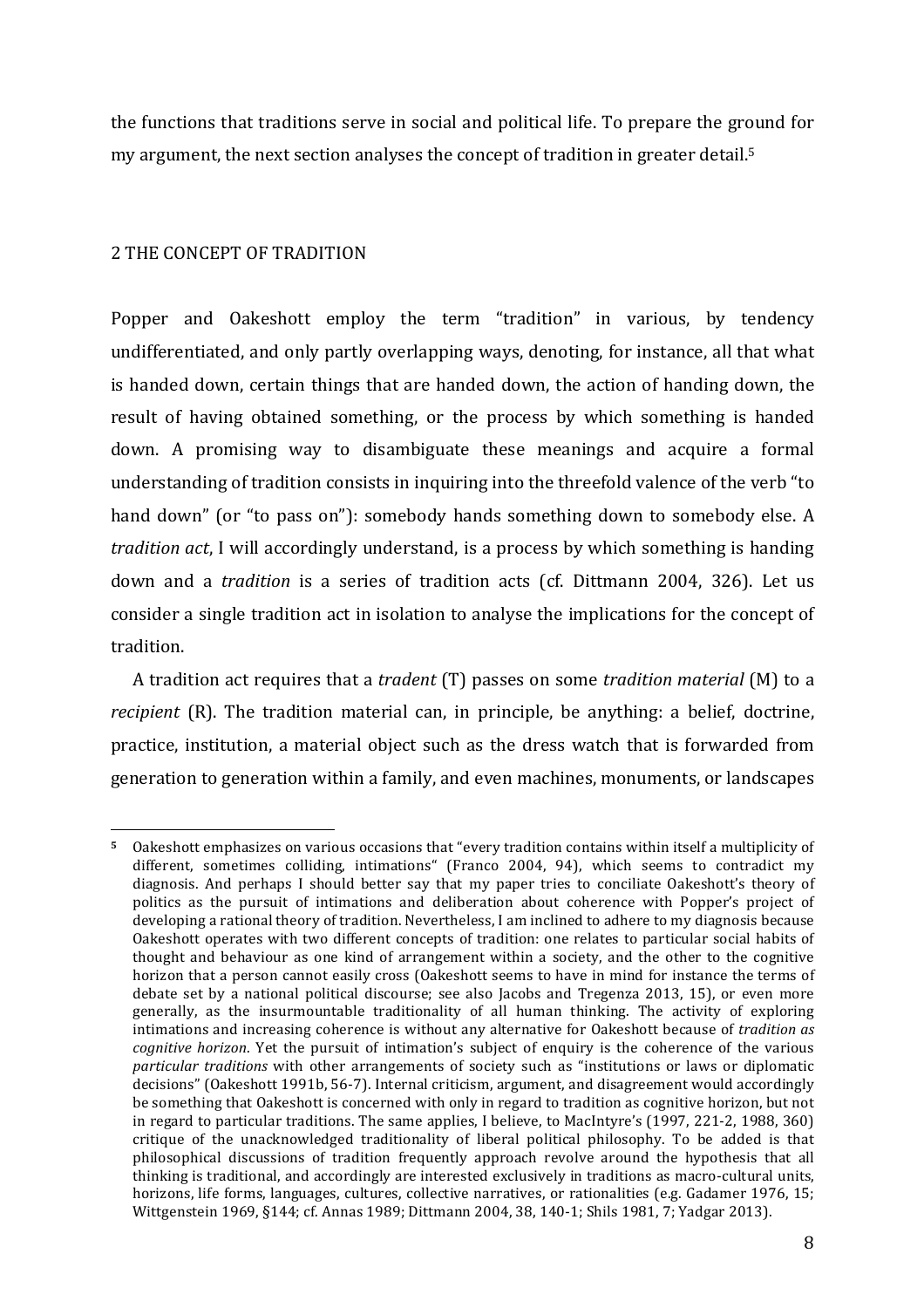the functions that traditions serve in social and political life. To prepare the ground for my argument, the next section analyses the concept of tradition in greater detail.[5]

## 2 THE CONCEPT OF TRADITION

Popper and Oakeshott employ the term "tradition" in various, by tendency undifferentiated, and only partly overlapping ways, denoting, for instance, all that what is handed down, certain things that are handed down, the action of handing down, the result of having obtained something, or the process by which something is handed down. A promising way to disambiguate these meanings and acquire a formal understanding of tradition consists in inquiring into the threefold valence of the verb "to hand down" (or "to pass on"): somebody hands something down to somebody else. A *tradition act*, I will accordingly understand, is a process by which something is handing down and a *tradition* is a series of tradition acts (cf. Dittmann 2004, 326). Let us consider a single tradition act in isolation to analyse the implications for the concept of tradition.

A tradition act requires that a *tradent* (T) passes on some *tradition material* (M) to a *recipient* (R). The tradition material can, in principle, be anything: a belief, doctrine, practice, institution, a material object such as the dress watch that is forwarded from generation to generation within a family, and even machines, monuments, or landscapes

---

[5] Oakeshott emphasizes on various occasions that "every tradition contains within itself a multiplicity of different, sometimes colliding, intimations" (Franco 2004, 94), which seems to contradict my diagnosis. And perhaps I should better say that my paper tries to conciliate Oakeshott's theory of politics as the pursuit of intimations and deliberation about coherence with Popper's project of developing a rational theory of tradition. Nevertheless, I am inclined to adhere to my diagnosis because Oakeshott operates with two different concepts of tradition: one relates to particular social habits of thought and behaviour as one kind of arrangement within a society, and the other to the cognitive horizon that a person cannot easily cross (Oakeshott seems to have in mind for instance the terms of debate set by a national political discourse; see also Jacobs and Tregenza 2013, 15), or even more generally, as the insurmountable traditionality of all human thinking. The activity of exploring intimations and increasing coherence is without any alternative for Oakeshott because of *tradition as cognitive horizon*. Yet the pursuit of intimation's subject of enquiry is the coherence of the various *particular traditions* with other arrangements of society such as "institutions or laws or diplomatic decisions" (Oakeshott 1991b, 56-7). Internal criticism, argument, and disagreement would accordingly be something that Oakeshott is concerned with only in regard to tradition as cognitive horizon, but not in regard to particular traditions. The same applies, I believe, to MacIntyre's (1997, 221-2, 1988, 360) critique of the unacknowledged traditionality of liberal political philosophy. To be added is that philosophical discussions of tradition frequently approach revolve around the hypothesis that all thinking is traditional, and accordingly are interested exclusively in traditions as macro-cultural units, horizons, life forms, languages, cultures, collective narratives, or rationalities (e.g. Gadamer 1976, 15; Wittgenstein 1969, §144; cf. Annas 1989; Dittmann 2004, 38, 140-1; Shils 1981, 7; Yadgar 2013).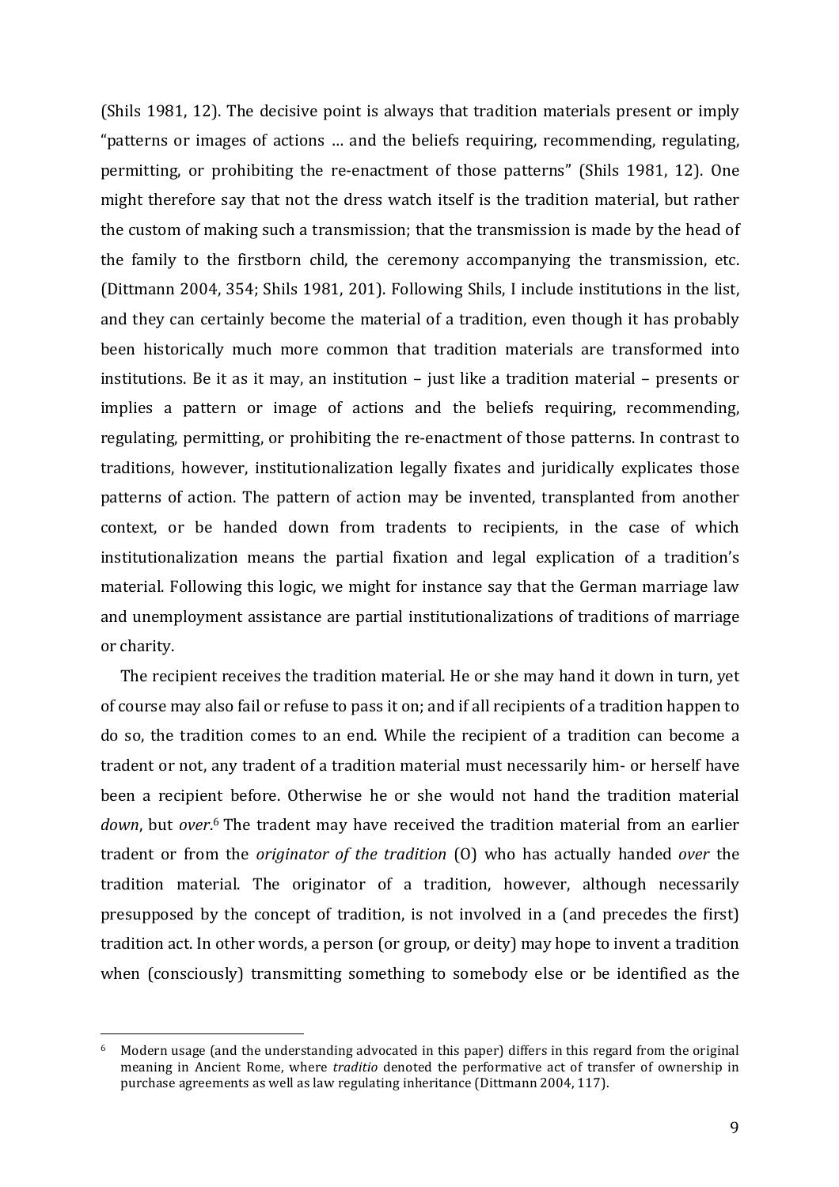(Shils 1981, 12). The decisive point is always that tradition materials present or imply "patterns or images of actions … and the beliefs requiring, recommending, regulating, permitting, or prohibiting the re-enactment of those patterns" (Shils 1981, 12). One might therefore say that not the dress watch itself is the tradition material, but rather the custom of making such a transmission; that the transmission is made by the head of the family to the firstborn child, the ceremony accompanying the transmission, etc. (Dittmann 2004, 354; Shils 1981, 201). Following Shils, I include institutions in the list, and they can certainly become the material of a tradition, even though it has probably been historically much more common that tradition materials are transformed into institutions. Be it as it may, an institution – just like a tradition material – presents or implies a pattern or image of actions and the beliefs requiring, recommending, regulating, permitting, or prohibiting the re-enactment of those patterns. In contrast to traditions, however, institutionalization legally fixates and juridically explicates those patterns of action. The pattern of action may be invented, transplanted from another context, or be handed down from tradents to recipients, in the case of which institutionalization means the partial fixation and legal explication of a tradition's material. Following this logic, we might for instance say that the German marriage law and unemployment assistance are partial institutionalizations of traditions of marriage or charity.

The recipient receives the tradition material. He or she may hand it down in turn, yet of course may also fail or refuse to pass it on; and if all recipients of a tradition happen to do so, the tradition comes to an end. While the recipient of a tradition can become a tradent or not, any tradent of a tradition material must necessarily him- or herself have been a recipient before. Otherwise he or she would not hand the tradition material *down*, but *over*.[6] The tradent may have received the tradition material from an earlier tradent or from the *originator of the tradition* (O) who has actually handed *over* the tradition material. The originator of a tradition, however, although necessarily presupposed by the concept of tradition, is not involved in a (and precedes the first) tradition act. In other words, a person (or group, or deity) may hope to invent a tradition when (consciously) transmitting something to somebody else or be identified as the

---

[6] Modern usage (and the understanding advocated in this paper) differs in this regard from the original meaning in Ancient Rome, where *traditio* denoted the performative act of transfer of ownership in purchase agreements as well as law regulating inheritance (Dittmann 2004, 117).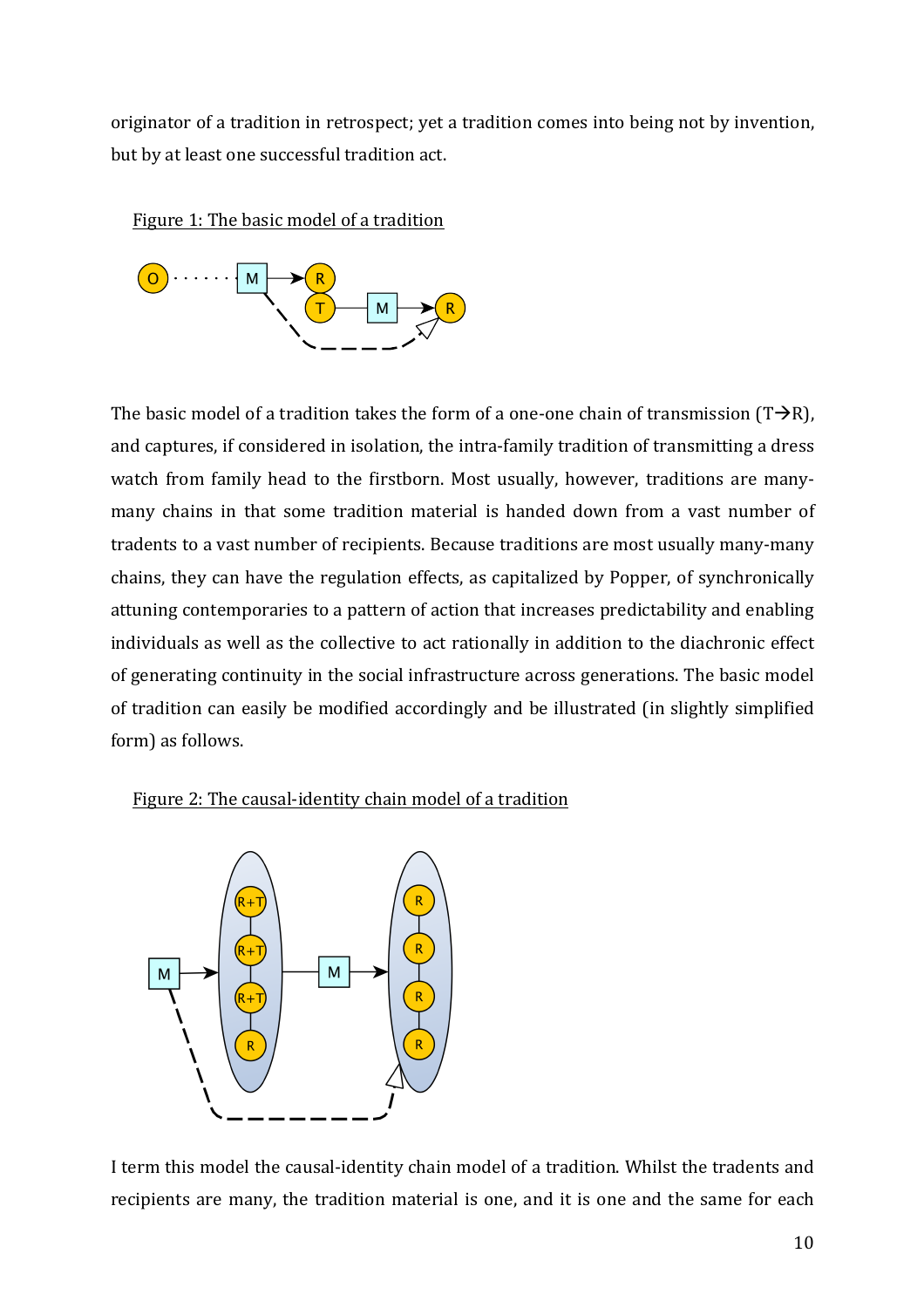originator of a tradition in retrospect; yet a tradition comes into being not by invention, but by at least one successful tradition act.

Figure 1: The basic model of a tradition

The basic model of a tradition takes the form of a one-one chain of transmission (T→R), and captures, if considered in isolation, the intra-family tradition of transmitting a dress watch from family head to the firstborn. Most usually, however, traditions are many-many chains in that some tradition material is handed down from a vast number of tradents to a vast number of recipients. Because traditions are most usually many-many chains, they can have the regulation effects, as capitalized by Popper, of synchronically attuning contemporaries to a pattern of action that increases predictability and enabling individuals as well as the collective to act rationally in addition to the diachronic effect of generating continuity in the social infrastructure across generations. The basic model of tradition can easily be modified accordingly and be illustrated (in slightly simplified form) as follows.

Figure 2: The causal-identity chain model of a tradition

I term this model the causal-identity chain model of a tradition. Whilst the tradents and recipients are many, the tradition material is one, and it is one and the same for each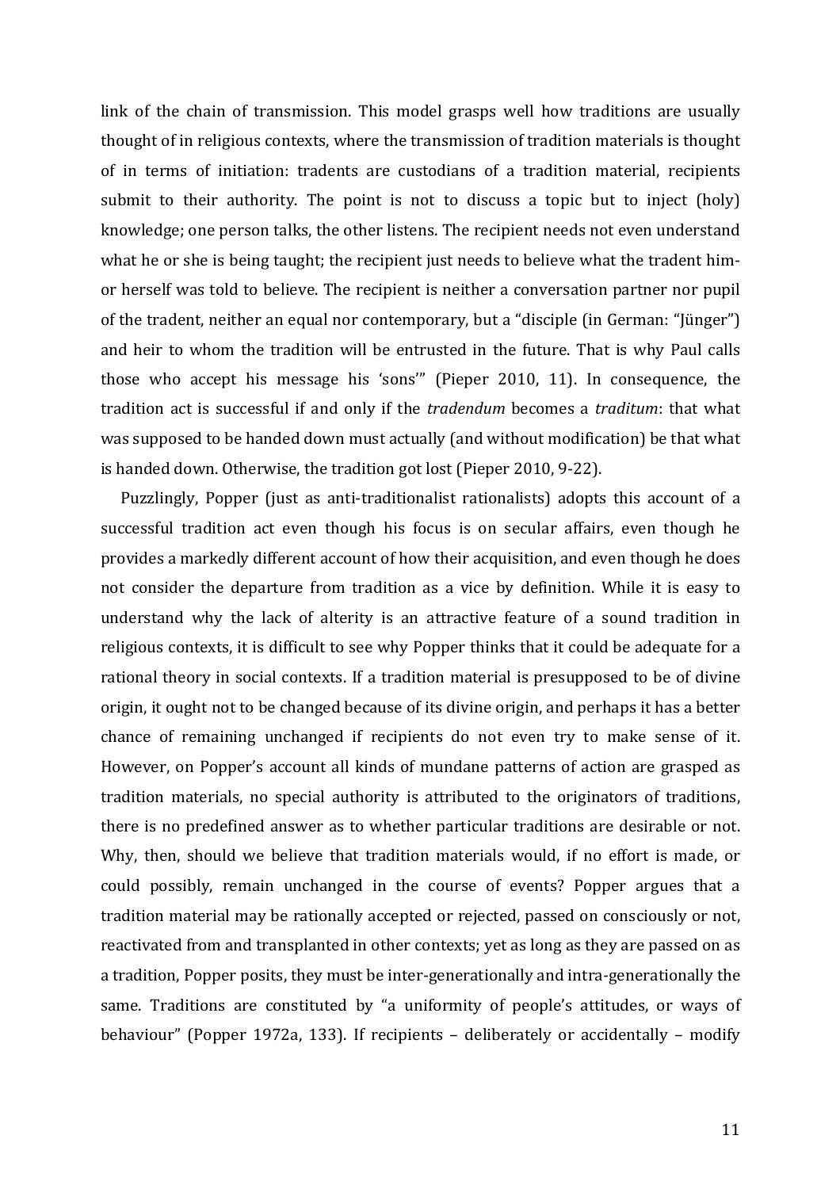link of the chain of transmission. This model grasps well how traditions are usually thought of in religious contexts, where the transmission of tradition materials is thought of in terms of initiation: tradents are custodians of a tradition material, recipients submit to their authority. The point is not to discuss a topic but to inject (holy) knowledge; one person talks, the other listens. The recipient needs not even understand what he or she is being taught; the recipient just needs to believe what the tradent him- or herself was told to believe. The recipient is neither a conversation partner nor pupil of the tradent, neither an equal nor contemporary, but a "disciple (in German: "Jünger") and heir to whom the tradition will be entrusted in the future. That is why Paul calls those who accept his message his 'sons'" (Pieper 2010, 11). In consequence, the tradition act is successful if and only if the *tradendum* becomes a *traditum*: that what was supposed to be handed down must actually (and without modification) be that what is handed down. Otherwise, the tradition got lost (Pieper 2010, 9-22).

Puzzlingly, Popper (just as anti-traditionalist rationalists) adopts this account of a successful tradition act even though his focus is on secular affairs, even though he provides a markedly different account of how their acquisition, and even though he does not consider the departure from tradition as a vice by definition. While it is easy to understand why the lack of alterity is an attractive feature of a sound tradition in religious contexts, it is difficult to see why Popper thinks that it could be adequate for a rational theory in social contexts. If a tradition material is presupposed to be of divine origin, it ought not to be changed because of its divine origin, and perhaps it has a better chance of remaining unchanged if recipients do not even try to make sense of it. However, on Popper's account all kinds of mundane patterns of action are grasped as tradition materials, no special authority is attributed to the originators of traditions, there is no predefined answer as to whether particular traditions are desirable or not. Why, then, should we believe that tradition materials would, if no effort is made, or could possibly, remain unchanged in the course of events? Popper argues that a tradition material may be rationally accepted or rejected, passed on consciously or not, reactivated from and transplanted in other contexts; yet as long as they are passed on as a tradition, Popper posits, they must be inter-generationally and intra-generationally the same. Traditions are constituted by "a uniformity of people's attitudes, or ways of behaviour" (Popper 1972a, 133). If recipients – deliberately or accidentally – modify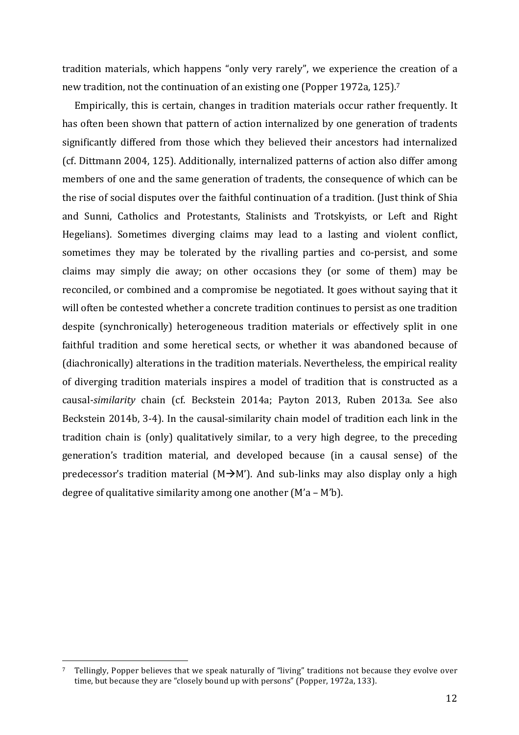tradition materials, which happens "only very rarely", we experience the creation of a new tradition, not the continuation of an existing one (Popper 1972a, 125).[7]

Empirically, this is certain, changes in tradition materials occur rather frequently. It has often been shown that pattern of action internalized by one generation of tradents significantly differed from those which they believed their ancestors had internalized (cf. Dittmann 2004, 125). Additionally, internalized patterns of action also differ among members of one and the same generation of tradents, the consequence of which can be the rise of social disputes over the faithful continuation of a tradition. (Just think of Shia and Sunni, Catholics and Protestants, Stalinists and Trotskyists, or Left and Right Hegelians). Sometimes diverging claims may lead to a lasting and violent conflict, sometimes they may be tolerated by the rivalling parties and co-persist, and some claims may simply die away; on other occasions they (or some of them) may be reconciled, or combined and a compromise be negotiated. It goes without saying that it will often be contested whether a concrete tradition continues to persist as one tradition despite (synchronically) heterogeneous tradition materials or effectively split in one faithful tradition and some heretical sects, or whether it was abandoned because of (diachronically) alterations in the tradition materials. Nevertheless, the empirical reality of diverging tradition materials inspires a model of tradition that is constructed as a causal-*similarity* chain (cf. Beckstein 2014a; Payton 2013, Ruben 2013a. See also Beckstein 2014b, 3-4). In the causal-similarity chain model of tradition each link in the tradition chain is (only) qualitatively similar, to a very high degree, to the preceding generation's tradition material, and developed because (in a causal sense) of the predecessor's tradition material (M→M'). And sub-links may also display only a high degree of qualitative similarity among one another (M'a – M'b).

[7] Tellingly, Popper believes that we speak naturally of "living" traditions not because they evolve over time, but because they are "closely bound up with persons" (Popper, 1972a, 133).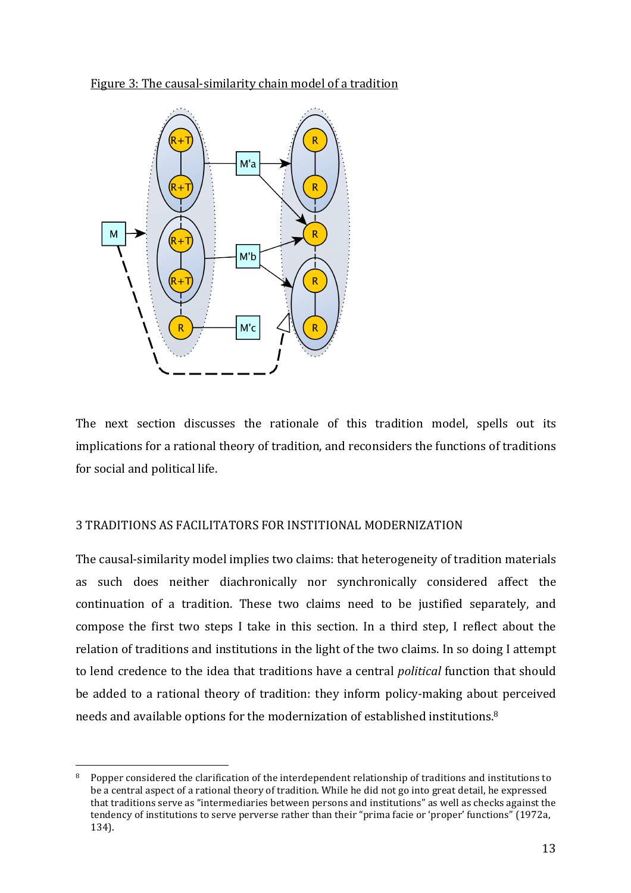Figure 3: The causal-similarity chain model of a tradition

The next section discusses the rationale of this tradition model, spells out its implications for a rational theory of tradition, and reconsiders the functions of traditions for social and political life.

## 3 TRADITIONS AS FACILITATORS FOR INSTITIONAL MODERNIZATION

The causal-similarity model implies two claims: that heterogeneity of tradition materials as such does neither diachronically nor synchronically considered affect the continuation of a tradition. These two claims need to be justified separately, and compose the first two steps I take in this section. In a third step, I reflect about the relation of traditions and institutions in the light of the two claims. In so doing I attempt to lend credence to the idea that traditions have a central *political* function that should be added to a rational theory of tradition: they inform policy-making about perceived needs and available options for the modernization of established institutions.[8]

[8] Popper considered the clarification of the interdependent relationship of traditions and institutions to be a central aspect of a rational theory of tradition. While he did not go into great detail, he expressed that traditions serve as "intermediaries between persons and institutions" as well as checks against the tendency of institutions to serve perverse rather than their "prima facie or 'proper' functions" (1972a, 134).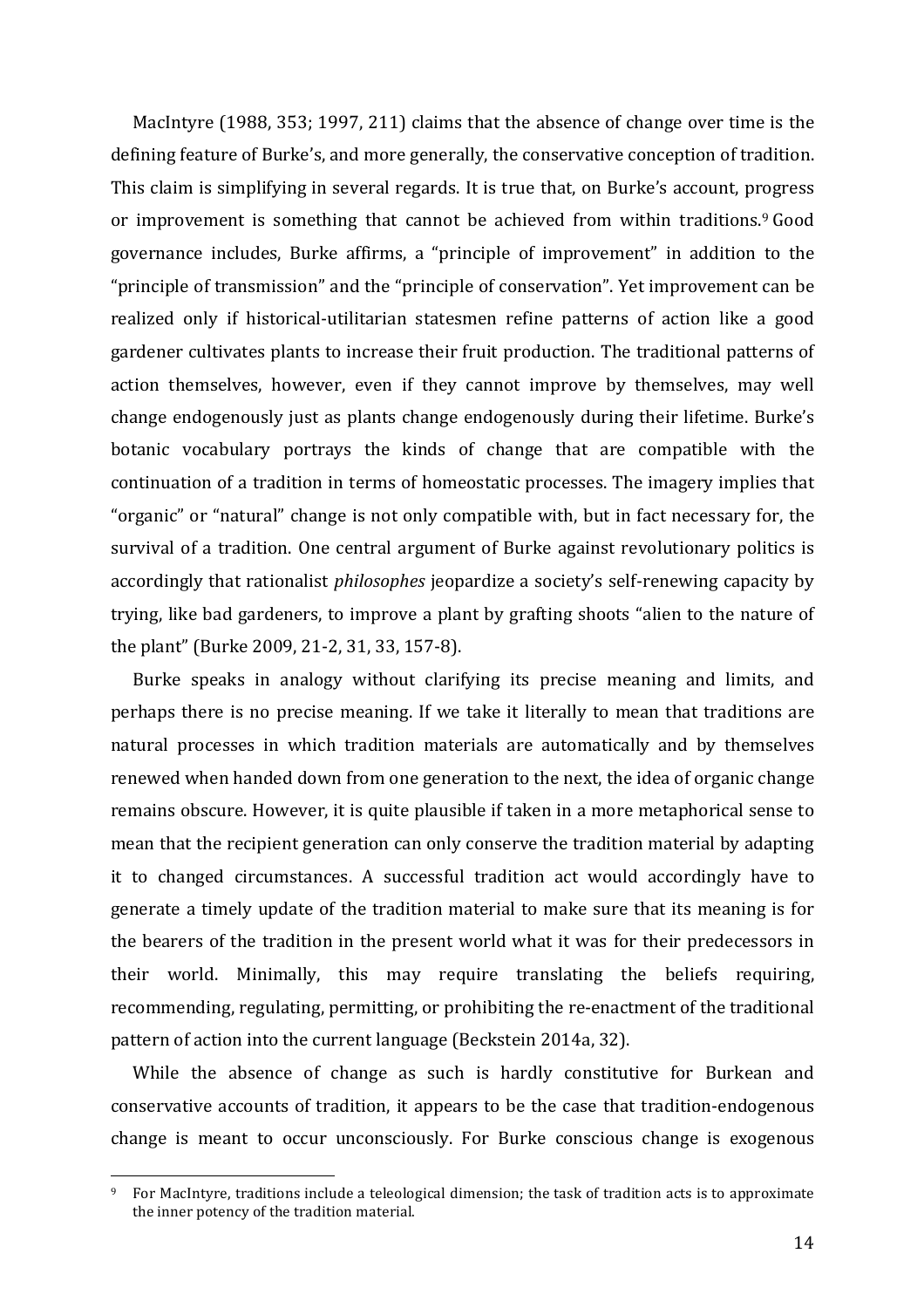MacIntyre (1988, 353; 1997, 211) claims that the absence of change over time is the defining feature of Burke's, and more generally, the conservative conception of tradition. This claim is simplifying in several regards. It is true that, on Burke's account, progress or improvement is something that cannot be achieved from within traditions.[9] Good governance includes, Burke affirms, a "principle of improvement" in addition to the "principle of transmission" and the "principle of conservation". Yet improvement can be realized only if historical-utilitarian statesmen refine patterns of action like a good gardener cultivates plants to increase their fruit production. The traditional patterns of action themselves, however, even if they cannot improve by themselves, may well change endogenously just as plants change endogenously during their lifetime. Burke's botanic vocabulary portrays the kinds of change that are compatible with the continuation of a tradition in terms of homeostatic processes. The imagery implies that "organic" or "natural" change is not only compatible with, but in fact necessary for, the survival of a tradition. One central argument of Burke against revolutionary politics is accordingly that rationalist *philosophes* jeopardize a society's self-renewing capacity by trying, like bad gardeners, to improve a plant by grafting shoots "alien to the nature of the plant" (Burke 2009, 21-2, 31, 33, 157-8).

Burke speaks in analogy without clarifying its precise meaning and limits, and perhaps there is no precise meaning. If we take it literally to mean that traditions are natural processes in which tradition materials are automatically and by themselves renewed when handed down from one generation to the next, the idea of organic change remains obscure. However, it is quite plausible if taken in a more metaphorical sense to mean that the recipient generation can only conserve the tradition material by adapting it to changed circumstances. A successful tradition act would accordingly have to generate a timely update of the tradition material to make sure that its meaning is for the bearers of the tradition in the present world what it was for their predecessors in their world. Minimally, this may require translating the beliefs requiring, recommending, regulating, permitting, or prohibiting the re-enactment of the traditional pattern of action into the current language (Beckstein 2014a, 32).

While the absence of change as such is hardly constitutive for Burkean and conservative accounts of tradition, it appears to be the case that tradition-endogenous change is meant to occur unconsciously. For Burke conscious change is exogenous

[9] For MacIntyre, traditions include a teleological dimension; the task of tradition acts is to approximate the inner potency of the tradition material.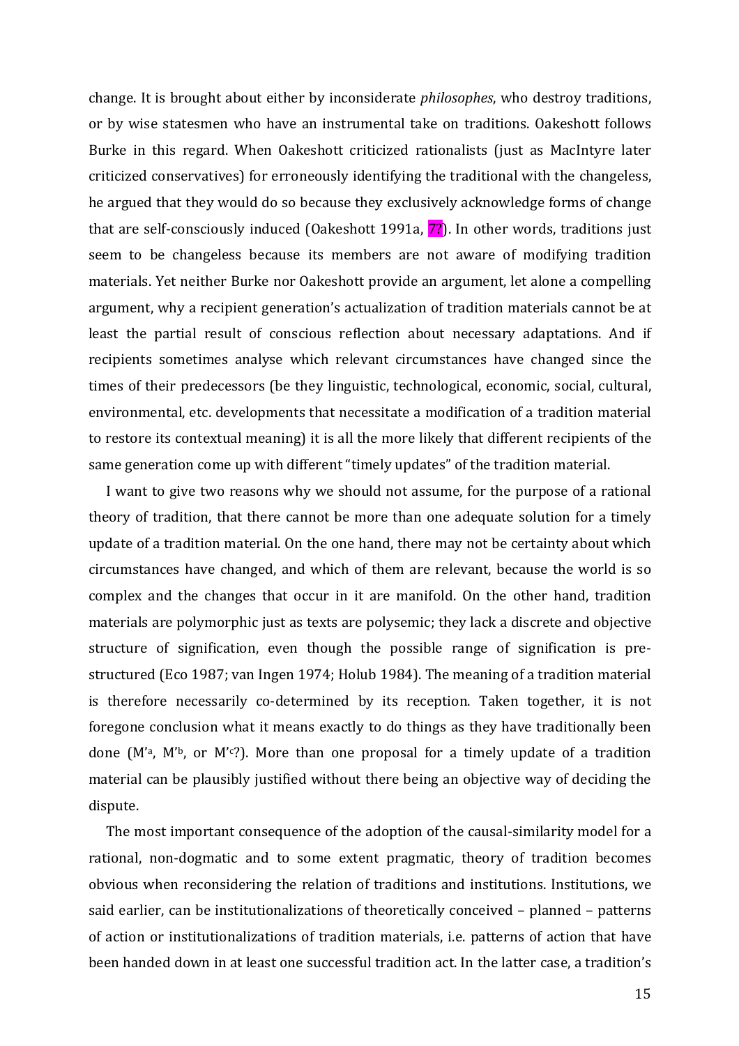change. It is brought about either by inconsiderate *philosophes*, who destroy traditions, or by wise statesmen who have an instrumental take on traditions. Oakeshott follows Burke in this regard. When Oakeshott criticized rationalists (just as MacIntyre later criticized conservatives) for erroneously identifying the traditional with the changeless, he argued that they would do so because they exclusively acknowledge forms of change that are self-consciously induced (Oakeshott 1991a, ??). In other words, traditions just seem to be changeless because its members are not aware of modifying tradition materials. Yet neither Burke nor Oakeshott provide an argument, let alone a compelling argument, why a recipient generation's actualization of tradition materials cannot be at least the partial result of conscious reflection about necessary adaptations. And if recipients sometimes analyse which relevant circumstances have changed since the times of their predecessors (be they linguistic, technological, economic, social, cultural, environmental, etc. developments that necessitate a modification of a tradition material to restore its contextual meaning) it is all the more likely that different recipients of the same generation come up with different "timely updates" of the tradition material.

I want to give two reasons why we should not assume, for the purpose of a rational theory of tradition, that there cannot be more than one adequate solution for a timely update of a tradition material. On the one hand, there may not be certainty about which circumstances have changed, and which of them are relevant, because the world is so complex and the changes that occur in it are manifold. On the other hand, tradition materials are polymorphic just as texts are polysemic; they lack a discrete and objective structure of signification, even though the possible range of signification is pre-structured (Eco 1987; van Ingen 1974; Holub 1984). The meaning of a tradition material is therefore necessarily co-determined by its reception. Taken together, it is not foregone conclusion what it means exactly to do things as they have traditionally been done ($M'^a$, $M'^b$, or $M'^c$?). More than one proposal for a timely update of a tradition material can be plausibly justified without there being an objective way of deciding the dispute.

The most important consequence of the adoption of the causal-similarity model for a rational, non-dogmatic and to some extent pragmatic, theory of tradition becomes obvious when reconsidering the relation of traditions and institutions. Institutions, we said earlier, can be institutionalizations of theoretically conceived – planned – patterns of action or institutionalizations of tradition materials, i.e. patterns of action that have been handed down in at least one successful tradition act. In the latter case, a tradition's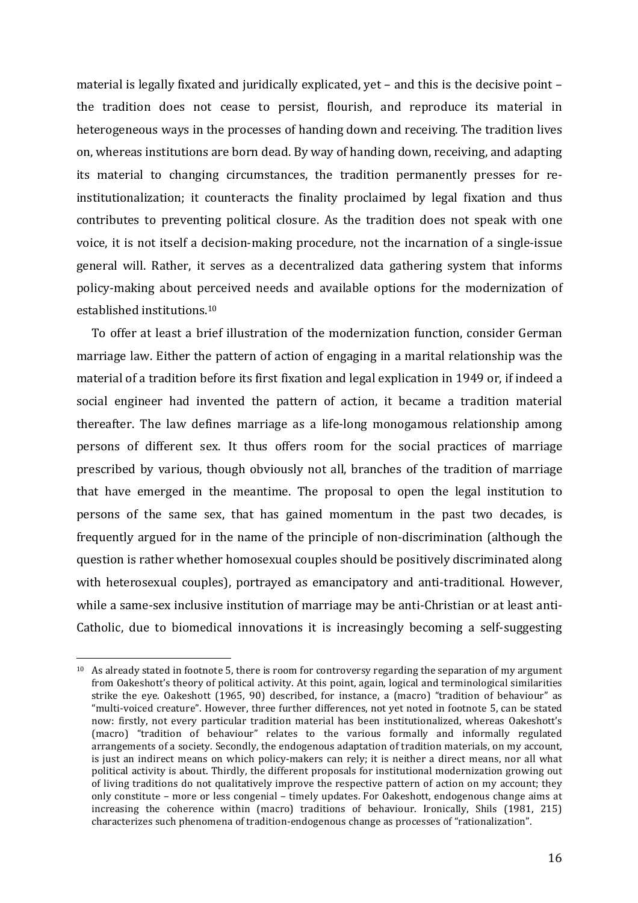material is legally fixated and juridically explicated, yet – and this is the decisive point – the tradition does not cease to persist, flourish, and reproduce its material in heterogeneous ways in the processes of handing down and receiving. The tradition lives on, whereas institutions are born dead. By way of handing down, receiving, and adapting its material to changing circumstances, the tradition permanently presses for re-institutionalization; it counteracts the finality proclaimed by legal fixation and thus contributes to preventing political closure. As the tradition does not speak with one voice, it is not itself a decision-making procedure, not the incarnation of a single-issue general will. Rather, it serves as a decentralized data gathering system that informs policy-making about perceived needs and available options for the modernization of established institutions.[10]

To offer at least a brief illustration of the modernization function, consider German marriage law. Either the pattern of action of engaging in a marital relationship was the material of a tradition before its first fixation and legal explication in 1949 or, if indeed a social engineer had invented the pattern of action, it became a tradition material thereafter. The law defines marriage as a life-long monogamous relationship among persons of different sex. It thus offers room for the social practices of marriage prescribed by various, though obviously not all, branches of the tradition of marriage that have emerged in the meantime. The proposal to open the legal institution to persons of the same sex, that has gained momentum in the past two decades, is frequently argued for in the name of the principle of non-discrimination (although the question is rather whether homosexual couples should be positively discriminated along with heterosexual couples), portrayed as emancipatory and anti-traditional. However, while a same-sex inclusive institution of marriage may be anti-Christian or at least anti-Catholic, due to biomedical innovations it is increasingly becoming a self-suggesting

[10] As already stated in footnote 5, there is room for controversy regarding the separation of my argument from Oakeshott's theory of political activity. At this point, again, logical and terminological similarities strike the eye. Oakeshott (1965, 90) described, for instance, a (macro) "tradition of behaviour" as "multi-voiced creature". However, three further differences, not yet noted in footnote 5, can be stated now: firstly, not every particular tradition material has been institutionalized, whereas Oakeshott's (macro) "tradition of behaviour" relates to the various formally and informally regulated arrangements of a society. Secondly, the endogenous adaptation of tradition materials, on my account, is just an indirect means on which policy-makers can rely; it is neither a direct means, nor all what political activity is about. Thirdly, the different proposals for institutional modernization growing out of living traditions do not qualitatively improve the respective pattern of action on my account; they only constitute – more or less congenial – timely updates. For Oakeshott, endogenous change aims at increasing the coherence within (macro) traditions of behaviour. Ironically, Shils (1981, 215) characterizes such phenomena of tradition-endogenous change as processes of "rationalization".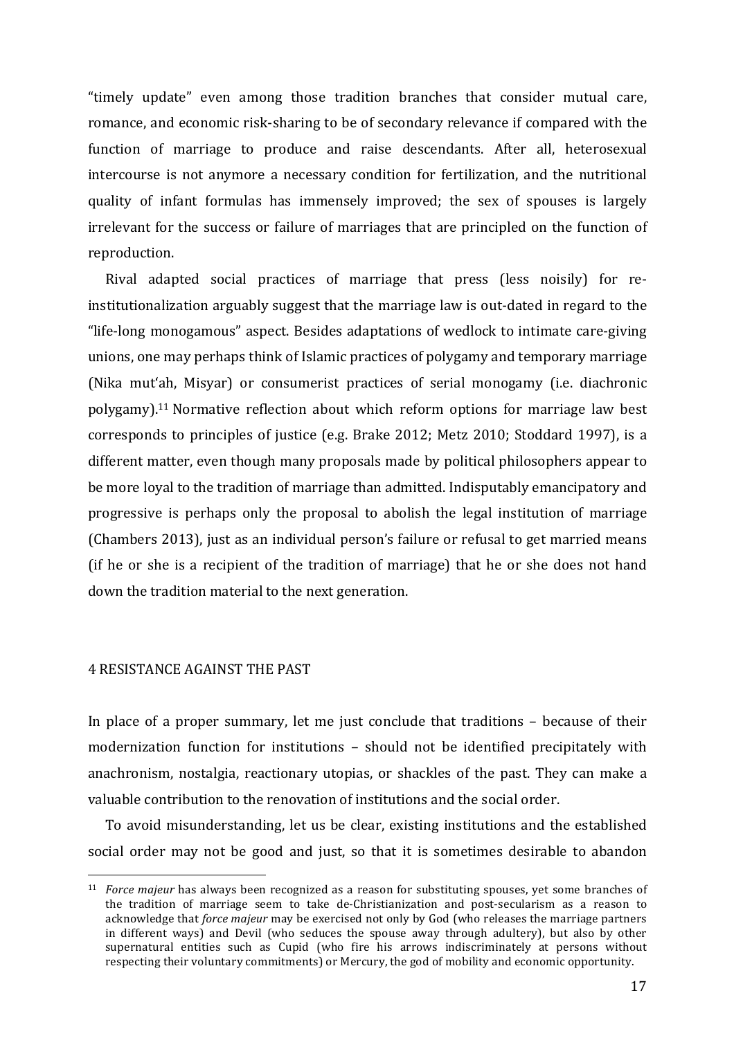"timely update" even among those tradition branches that consider mutual care, romance, and economic risk-sharing to be of secondary relevance if compared with the function of marriage to produce and raise descendants. After all, heterosexual intercourse is not anymore a necessary condition for fertilization, and the nutritional quality of infant formulas has immensely improved; the sex of spouses is largely irrelevant for the success or failure of marriages that are principled on the function of reproduction.

Rival adapted social practices of marriage that press (less noisily) for re-institutionalization arguably suggest that the marriage law is out-dated in regard to the "life-long monogamous" aspect. Besides adaptations of wedlock to intimate care-giving unions, one may perhaps think of Islamic practices of polygamy and temporary marriage (Nika mut'ah, Misyar) or consumerist practices of serial monogamy (i.e. diachronic polygamy).[11] Normative reflection about which reform options for marriage law best corresponds to principles of justice (e.g. Brake 2012; Metz 2010; Stoddard 1997), is a different matter, even though many proposals made by political philosophers appear to be more loyal to the tradition of marriage than admitted. Indisputably emancipatory and progressive is perhaps only the proposal to abolish the legal institution of marriage (Chambers 2013), just as an individual person's failure or refusal to get married means (if he or she is a recipient of the tradition of marriage) that he or she does not hand down the tradition material to the next generation.

## 4 RESISTANCE AGAINST THE PAST

In place of a proper summary, let me just conclude that traditions – because of their modernization function for institutions – should not be identified precipitately with anachronism, nostalgia, reactionary utopias, or shackles of the past. They can make a valuable contribution to the renovation of institutions and the social order.

To avoid misunderstanding, let us be clear, existing institutions and the established social order may not be good and just, so that it is sometimes desirable to abandon

---

[11] *Force majeur* has always been recognized as a reason for substituting spouses, yet some branches of the tradition of marriage seem to take de-Christianization and post-secularism as a reason to acknowledge that *force majeur* may be exercised not only by God (who releases the marriage partners in different ways) and Devil (who seduces the spouse away through adultery), but also by other supernatural entities such as Cupid (who fire his arrows indiscriminately at persons without respecting their voluntary commitments) or Mercury, the god of mobility and economic opportunity.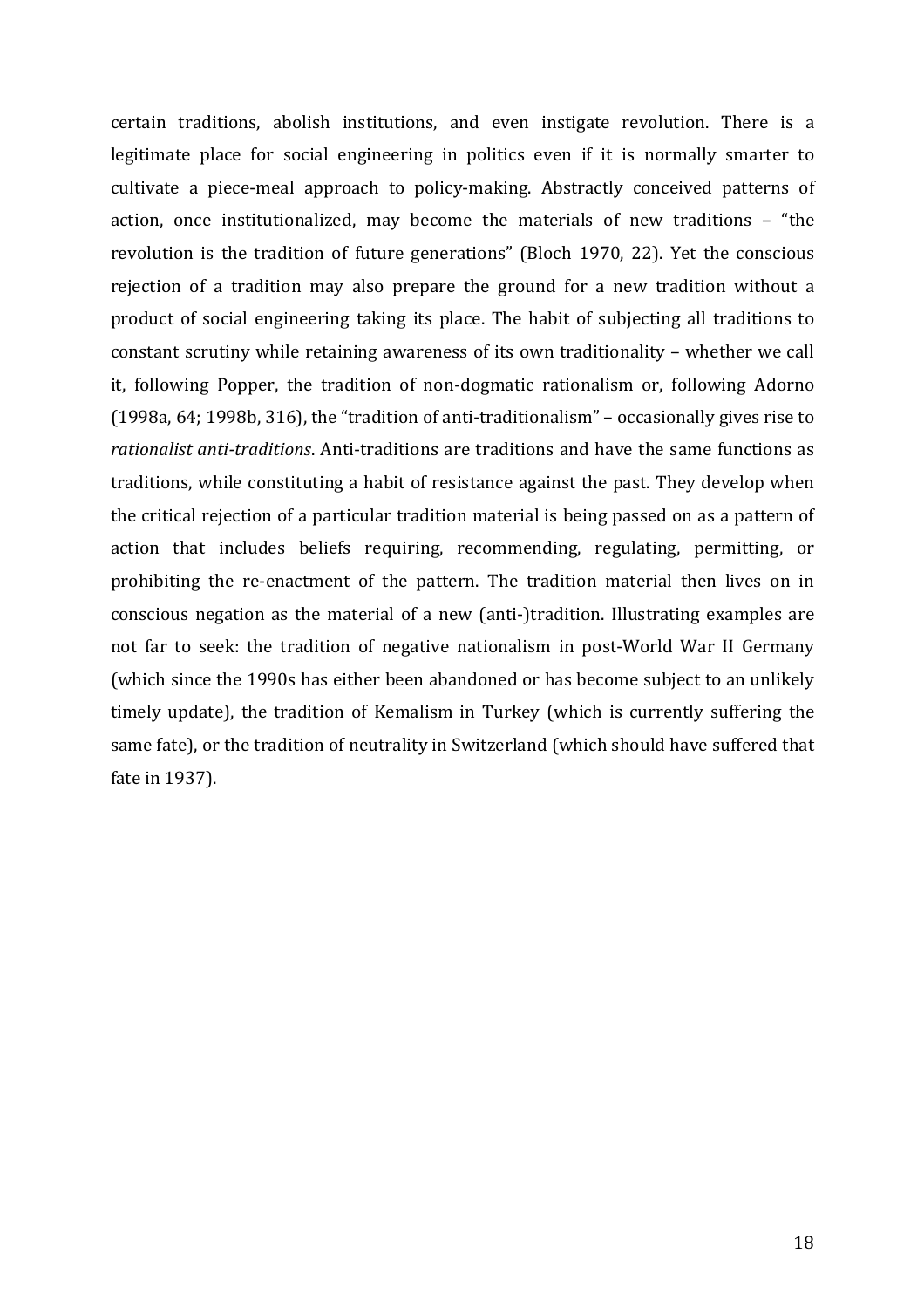certain traditions, abolish institutions, and even instigate revolution. There is a legitimate place for social engineering in politics even if it is normally smarter to cultivate a piece-meal approach to policy-making. Abstractly conceived patterns of action, once institutionalized, may become the materials of new traditions – "the revolution is the tradition of future generations" (Bloch 1970, 22). Yet the conscious rejection of a tradition may also prepare the ground for a new tradition without a product of social engineering taking its place. The habit of subjecting all traditions to constant scrutiny while retaining awareness of its own traditionality – whether we call it, following Popper, the tradition of non-dogmatic rationalism or, following Adorno (1998a, 64; 1998b, 316), the "tradition of anti-traditionalism" – occasionally gives rise to *rationalist anti-traditions*. Anti-traditions are traditions and have the same functions as traditions, while constituting a habit of resistance against the past. They develop when the critical rejection of a particular tradition material is being passed on as a pattern of action that includes beliefs requiring, recommending, regulating, permitting, or prohibiting the re-enactment of the pattern. The tradition material then lives on in conscious negation as the material of a new (anti-)tradition. Illustrating examples are not far to seek: the tradition of negative nationalism in post-World War II Germany (which since the 1990s has either been abandoned or has become subject to an unlikely timely update), the tradition of Kemalism in Turkey (which is currently suffering the same fate), or the tradition of neutrality in Switzerland (which should have suffered that fate in 1937).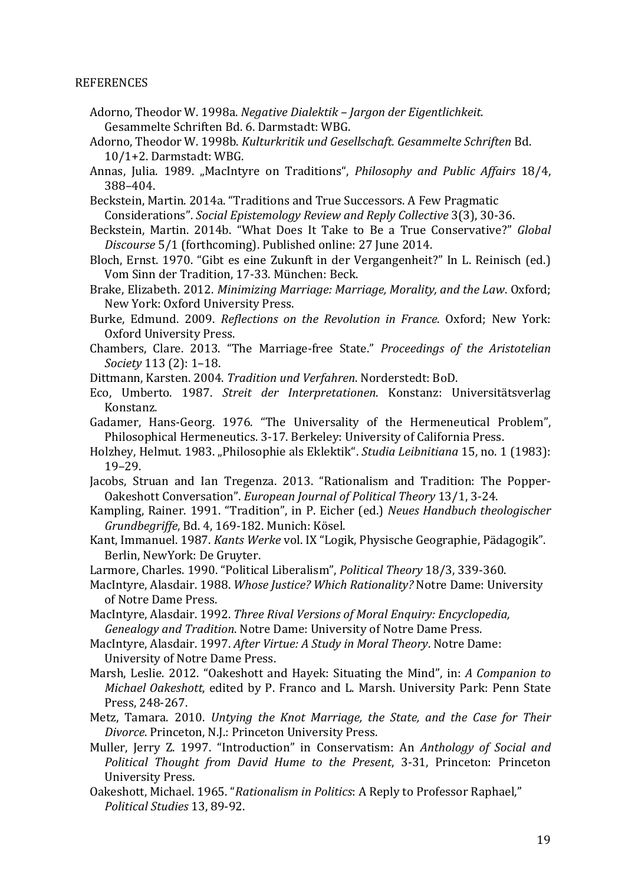REFERENCES

Adorno, Theodor W. 1998a. *Negative Dialektik – Jargon der Eigentlichkeit*. Gesammelte Schriften Bd. 6. Darmstadt: WBG.

Adorno, Theodor W. 1998b. *Kulturkritik und Gesellschaft. Gesammelte Schriften* Bd. 10/1+2. Darmstadt: WBG.

Annas, Julia. 1989. „MacIntyre on Traditions", *Philosophy and Public Affairs* 18/4, 388–404.

Beckstein, Martin. 2014a. "Traditions and True Successors. A Few Pragmatic Considerations". *Social Epistemology Review and Reply Collective* 3(3), 30-36.

Beckstein, Martin. 2014b. "What Does It Take to Be a True Conservative?" *Global Discourse* 5/1 (forthcoming). Published online: 27 June 2014.

Bloch, Ernst. 1970. "Gibt es eine Zukunft in der Vergangenheit?" In L. Reinisch (ed.) Vom Sinn der Tradition, 17-33. München: Beck.

Brake, Elizabeth. 2012. *Minimizing Marriage: Marriage, Morality, and the Law*. Oxford; New York: Oxford University Press.

Burke, Edmund. 2009. *Reflections on the Revolution in France*. Oxford; New York: Oxford University Press.

Chambers, Clare. 2013. "The Marriage-free State." *Proceedings of the Aristotelian Society* 113 (2): 1–18.

Dittmann, Karsten. 2004. *Tradition und Verfahren*. Norderstedt: BoD.

Eco, Umberto. 1987. *Streit der Interpretationen*. Konstanz: Universitätsverlag Konstanz.

Gadamer, Hans-Georg. 1976. "The Universality of the Hermeneutical Problem", Philosophical Hermeneutics. 3-17. Berkeley: University of California Press.

Holzhey, Helmut. 1983. „Philosophie als Eklektik". *Studia Leibnitiana* 15, no. 1 (1983): 19–29.

Jacobs, Struan and Ian Tregenza. 2013. "Rationalism and Tradition: The Popper-Oakeshott Conversation". *European Journal of Political Theory* 13/1, 3-24.

Kampling, Rainer. 1991. "Tradition", in P. Eicher (ed.) *Neues Handbuch theologischer Grundbegriffe*, Bd. 4, 169-182. Munich: Kösel.

Kant, Immanuel. 1987. *Kants Werke* vol. IX "Logik, Physische Geographie, Pädagogik". Berlin, NewYork: De Gruyter.

Larmore, Charles. 1990. "Political Liberalism", *Political Theory* 18/3, 339-360.

MacIntyre, Alasdair. 1988. *Whose Justice? Which Rationality?* Notre Dame: University of Notre Dame Press.

MacIntyre, Alasdair. 1992. *Three Rival Versions of Moral Enquiry: Encyclopedia, Genealogy and Tradition*. Notre Dame: University of Notre Dame Press.

MacIntyre, Alasdair. 1997. *After Virtue: A Study in Moral Theory*. Notre Dame: University of Notre Dame Press.

Marsh, Leslie. 2012. "Oakeshott and Hayek: Situating the Mind", in: *A Companion to Michael Oakeshott*, edited by P. Franco and L. Marsh. University Park: Penn State Press, 248-267.

Metz, Tamara. 2010. *Untying the Knot Marriage, the State, and the Case for Their Divorce*. Princeton, N.J.: Princeton University Press.

Muller, Jerry Z. 1997. "Introduction" in Conservatism: An *Anthology of Social and Political Thought from David Hume to the Present*, 3-31, Princeton: Princeton University Press.

Oakeshott, Michael. 1965. "*Rationalism in Politics*: A Reply to Professor Raphael," *Political Studies* 13, 89-92.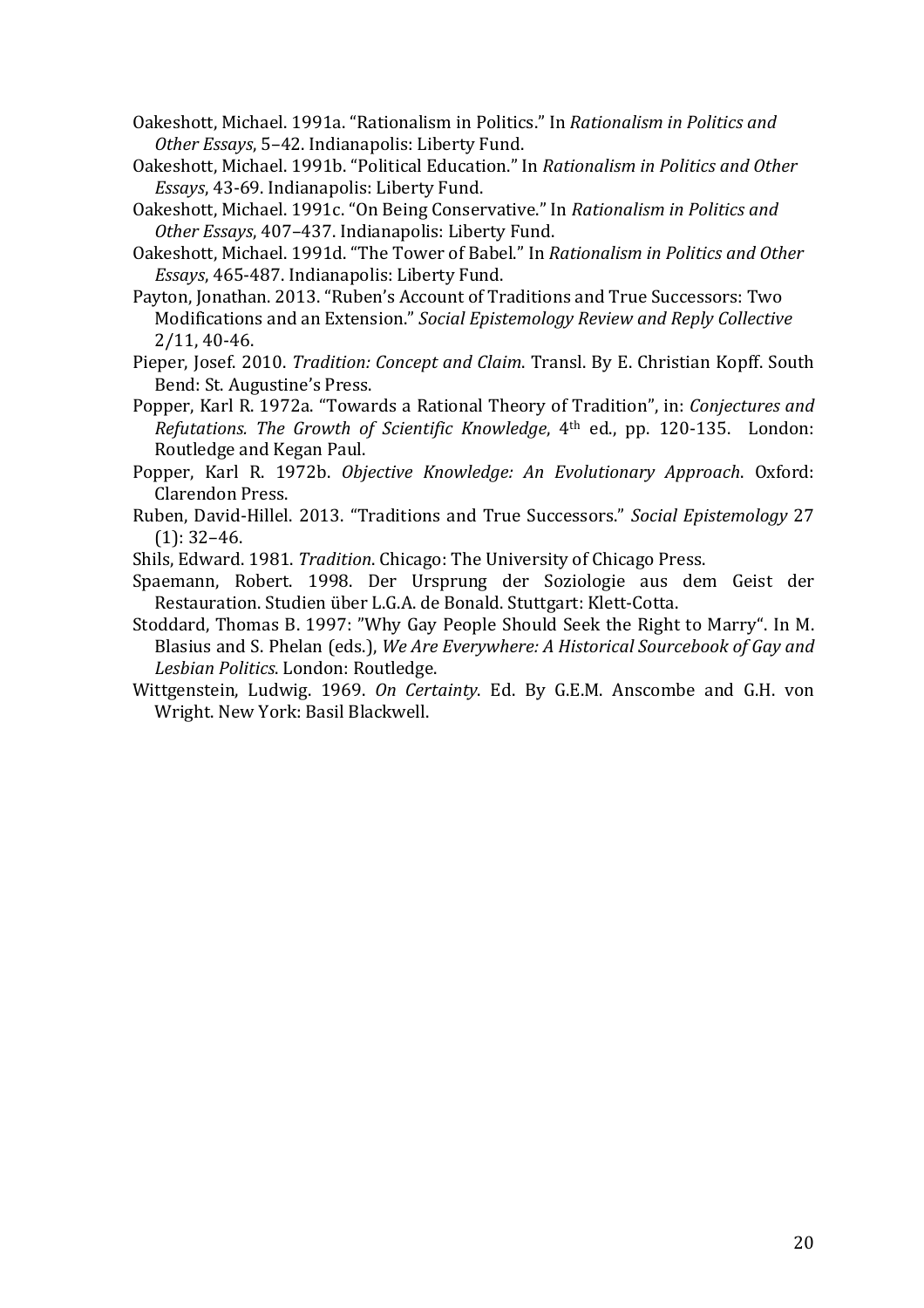Oakeshott, Michael. 1991a. "Rationalism in Politics." In *Rationalism in Politics and Other Essays*, 5–42. Indianapolis: Liberty Fund.

Oakeshott, Michael. 1991b. "Political Education." In *Rationalism in Politics and Other Essays*, 43-69. Indianapolis: Liberty Fund.

Oakeshott, Michael. 1991c. "On Being Conservative." In *Rationalism in Politics and Other Essays*, 407–437. Indianapolis: Liberty Fund.

Oakeshott, Michael. 1991d. "The Tower of Babel." In *Rationalism in Politics and Other Essays*, 465-487. Indianapolis: Liberty Fund.

Payton, Jonathan. 2013. "Ruben's Account of Traditions and True Successors: Two Modifications and an Extension." *Social Epistemology Review and Reply Collective* 2/11, 40-46.

Pieper, Josef. 2010. *Tradition: Concept and Claim*. Transl. By E. Christian Kopff. South Bend: St. Augustine's Press.

Popper, Karl R. 1972a. "Towards a Rational Theory of Tradition", in: *Conjectures and Refutations. The Growth of Scientific Knowledge*, 4th ed., pp. 120-135. London: Routledge and Kegan Paul.

Popper, Karl R. 1972b. *Objective Knowledge: An Evolutionary Approach*. Oxford: Clarendon Press.

Ruben, David-Hillel. 2013. "Traditions and True Successors." *Social Epistemology* 27 (1): 32–46.

Shils, Edward. 1981. *Tradition*. Chicago: The University of Chicago Press.

Spaemann, Robert. 1998. Der Ursprung der Soziologie aus dem Geist der Restauration. Studien über L.G.A. de Bonald. Stuttgart: Klett-Cotta.

Stoddard, Thomas B. 1997: "Why Gay People Should Seek the Right to Marry". In M. Blasius and S. Phelan (eds.), *We Are Everywhere: A Historical Sourcebook of Gay and Lesbian Politics*. London: Routledge.

Wittgenstein, Ludwig. 1969. *On Certainty*. Ed. By G.E.M. Anscombe and G.H. von Wright. New York: Basil Blackwell.